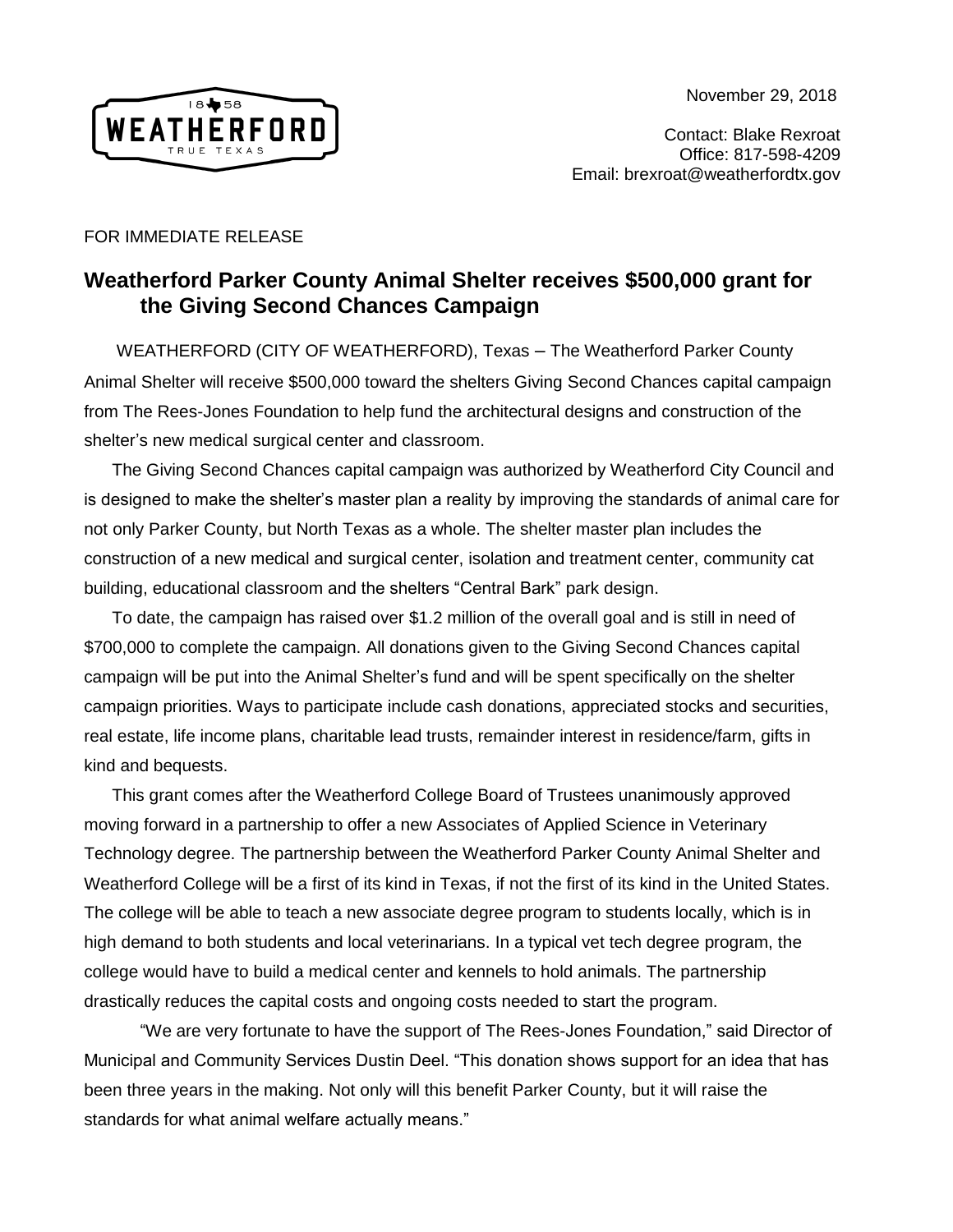November 29, 2018

Contact: Blake Rexroat
Office: 817-598-4209
Email: brexroat@weatherfordtx.gov

FOR IMMEDIATE RELEASE

## Weatherford Parker County Animal Shelter receives $500,000 grant for the Giving Second Chances Campaign

WEATHERFORD (CITY OF WEATHERFORD), Texas – The Weatherford Parker County Animal Shelter will receive $500,000 toward the shelters Giving Second Chances capital campaign from The Rees-Jones Foundation to help fund the architectural designs and construction of the shelter's new medical surgical center and classroom.

The Giving Second Chances capital campaign was authorized by Weatherford City Council and is designed to make the shelter's master plan a reality by improving the standards of animal care for not only Parker County, but North Texas as a whole. The shelter master plan includes the construction of a new medical and surgical center, isolation and treatment center, community cat building, educational classroom and the shelters "Central Bark" park design.

To date, the campaign has raised over $1.2 million of the overall goal and is still in need of $700,000 to complete the campaign. All donations given to the Giving Second Chances capital campaign will be put into the Animal Shelter's fund and will be spent specifically on the shelter campaign priorities. Ways to participate include cash donations, appreciated stocks and securities, real estate, life income plans, charitable lead trusts, remainder interest in residence/farm, gifts in kind and bequests.

This grant comes after the Weatherford College Board of Trustees unanimously approved moving forward in a partnership to offer a new Associates of Applied Science in Veterinary Technology degree. The partnership between the Weatherford Parker County Animal Shelter and Weatherford College will be a first of its kind in Texas, if not the first of its kind in the United States. The college will be able to teach a new associate degree program to students locally, which is in high demand to both students and local veterinarians. In a typical vet tech degree program, the college would have to build a medical center and kennels to hold animals. The partnership drastically reduces the capital costs and ongoing costs needed to start the program.

"We are very fortunate to have the support of The Rees-Jones Foundation," said Director of Municipal and Community Services Dustin Deel. "This donation shows support for an idea that has been three years in the making. Not only will this benefit Parker County, but it will raise the standards for what animal welfare actually means."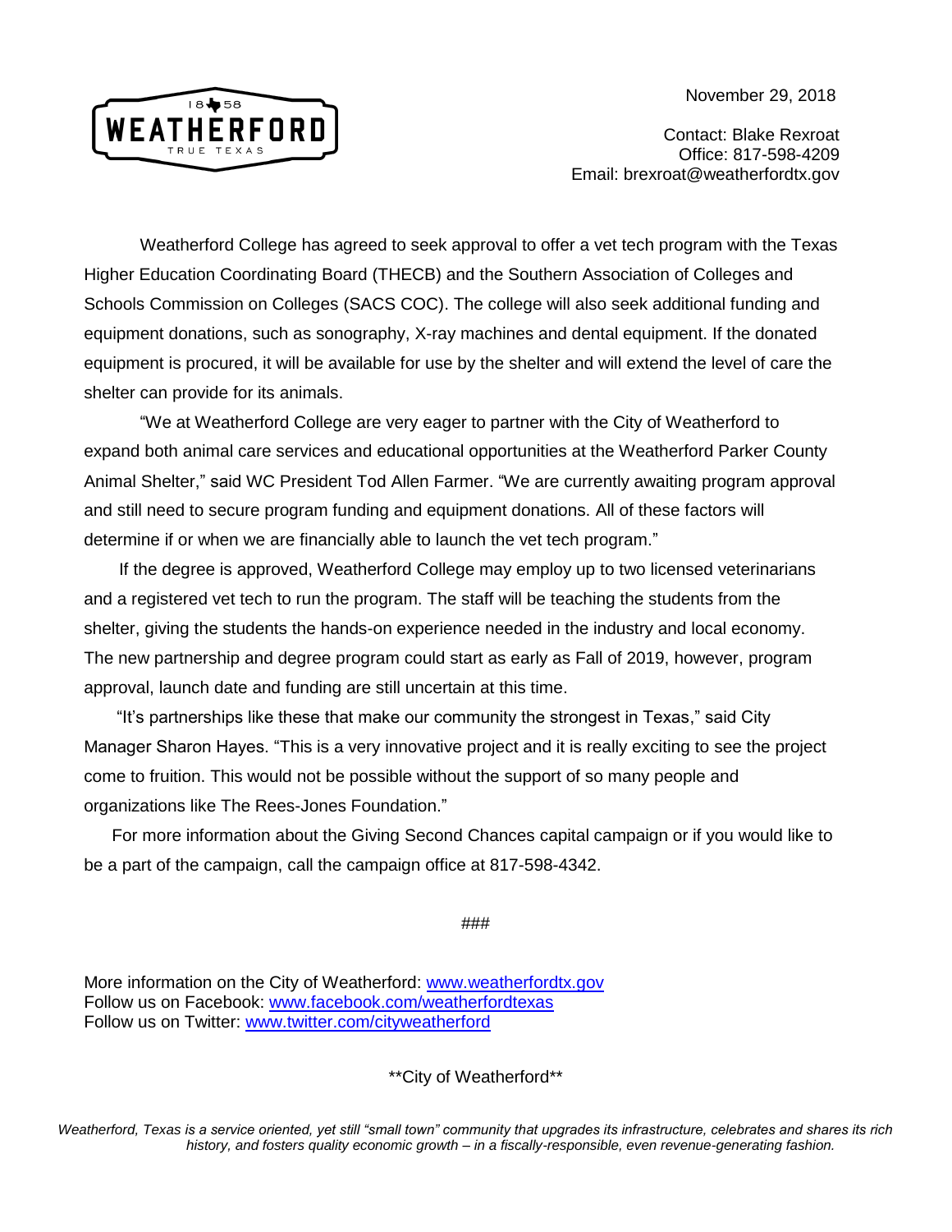November 29, 2018

Contact: Blake Rexroat
Office: 817-598-4209
Email: brexroat@weatherfordtx.gov

Weatherford College has agreed to seek approval to offer a vet tech program with the Texas Higher Education Coordinating Board (THECB) and the Southern Association of Colleges and Schools Commission on Colleges (SACS COC). The college will also seek additional funding and equipment donations, such as sonography, X-ray machines and dental equipment. If the donated equipment is procured, it will be available for use by the shelter and will extend the level of care the shelter can provide for its animals.

"We at Weatherford College are very eager to partner with the City of Weatherford to expand both animal care services and educational opportunities at the Weatherford Parker County Animal Shelter," said WC President Tod Allen Farmer. "We are currently awaiting program approval and still need to secure program funding and equipment donations. All of these factors will determine if or when we are financially able to launch the vet tech program."

If the degree is approved, Weatherford College may employ up to two licensed veterinarians and a registered vet tech to run the program. The staff will be teaching the students from the shelter, giving the students the hands-on experience needed in the industry and local economy. The new partnership and degree program could start as early as Fall of 2019, however, program approval, launch date and funding are still uncertain at this time.

"It's partnerships like these that make our community the strongest in Texas," said City Manager Sharon Hayes. "This is a very innovative project and it is really exciting to see the project come to fruition. This would not be possible without the support of so many people and organizations like The Rees-Jones Foundation."

For more information about the Giving Second Chances capital campaign or if you would like to be a part of the campaign, call the campaign office at 817-598-4342.

###

More information on the City of Weatherford: www.weatherfordtx.gov
Follow us on Facebook: www.facebook.com/weatherfordtexas
Follow us on Twitter: www.twitter.com/cityweatherford

**City of Weatherford**

*Weatherford, Texas is a service oriented, yet still "small town" community that upgrades its infrastructure, celebrates and shares its rich history, and fosters quality economic growth – in a fiscally-responsible, even revenue-generating fashion.*